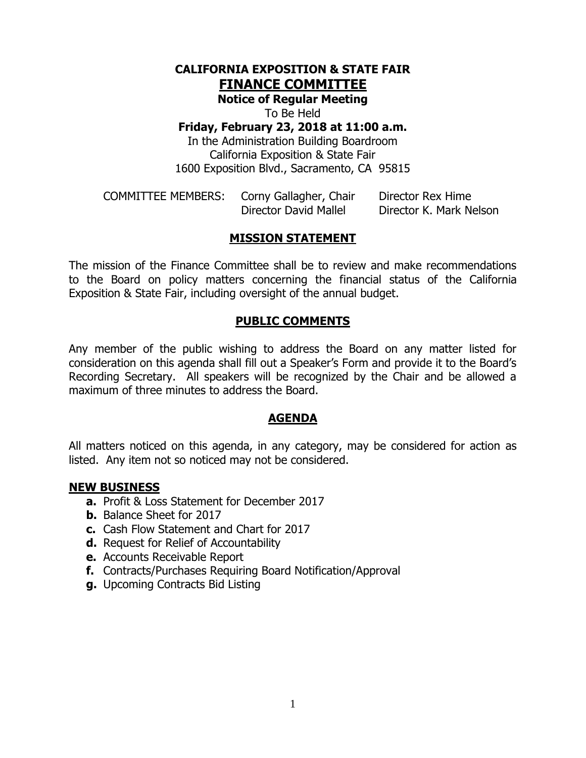# CALIFORNIA EXPOSITION & STATE FAIR

## FINANCE COMMITTEE

**Notice of Regular Meeting**

To Be Held

**Friday, February 23, 2018 at 11:00 a.m.**

In the Administration Building Boardroom
California Exposition & State Fair
1600 Exposition Blvd., Sacramento, CA 95815

COMMITTEE MEMBERS: Corny Gallagher, Chair; Director Rex Hime; Director David Mallel; Director K. Mark Nelson

## MISSION STATEMENT

The mission of the Finance Committee shall be to review and make recommendations to the Board on policy matters concerning the financial status of the California Exposition & State Fair, including oversight of the annual budget.

## PUBLIC COMMENTS

Any member of the public wishing to address the Board on any matter listed for consideration on this agenda shall fill out a Speaker's Form and provide it to the Board's Recording Secretary. All speakers will be recognized by the Chair and be allowed a maximum of three minutes to address the Board.

## AGENDA

All matters noticed on this agenda, in any category, may be considered for action as listed. Any item not so noticed may not be considered.

### NEW BUSINESS

- **a.** Profit & Loss Statement for December 2017
- **b.** Balance Sheet for 2017
- **c.** Cash Flow Statement and Chart for 2017
- **d.** Request for Relief of Accountability
- **e.** Accounts Receivable Report
- **f.** Contracts/Purchases Requiring Board Notification/Approval
- **g.** Upcoming Contracts Bid Listing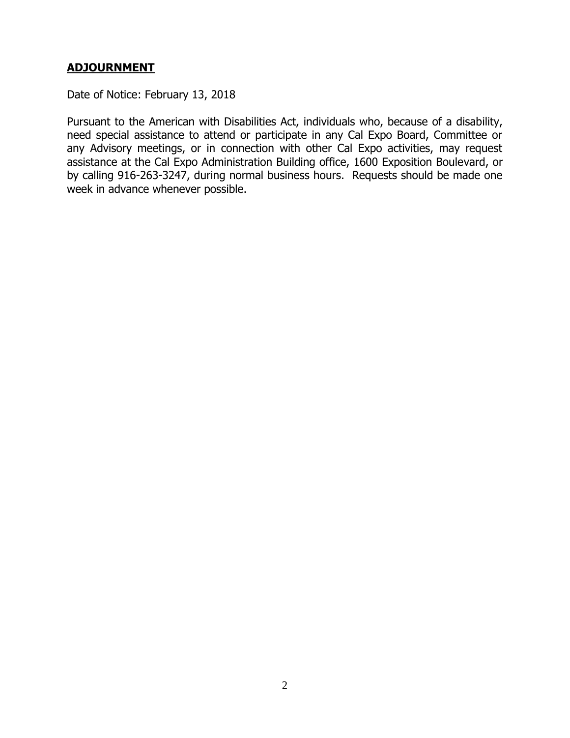## **ADJOURNMENT**

Date of Notice: February 13, 2018

Pursuant to the American with Disabilities Act, individuals who, because of a disability, need special assistance to attend or participate in any Cal Expo Board, Committee or any Advisory meetings, or in connection with other Cal Expo activities, may request assistance at the Cal Expo Administration Building office, 1600 Exposition Boulevard, or by calling 916-263-3247, during normal business hours. Requests should be made one week in advance whenever possible.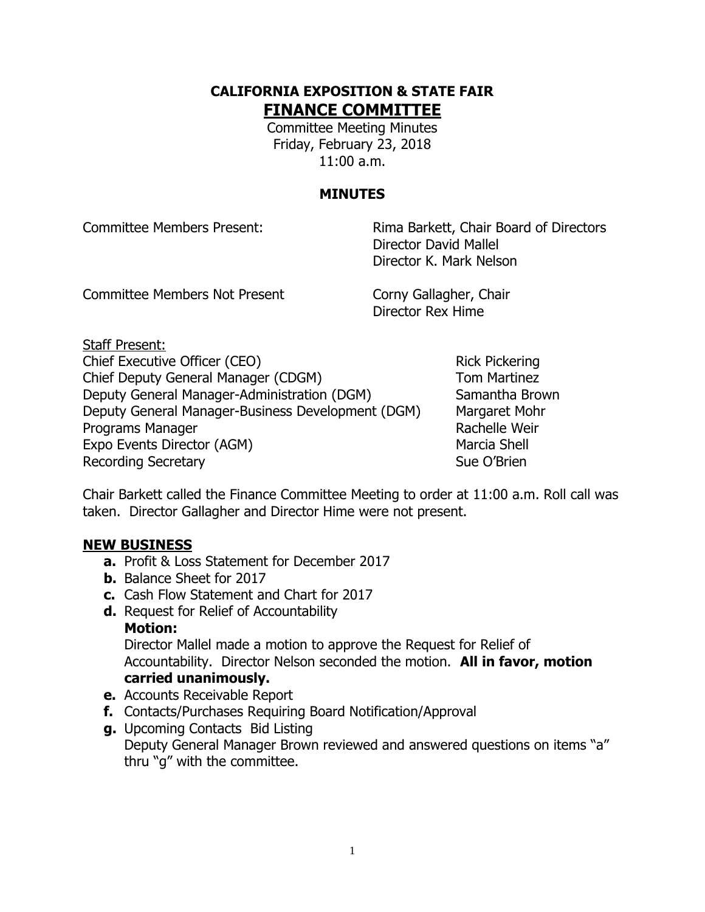**CALIFORNIA EXPOSITION & STATE FAIR**

# FINANCE COMMITTEE

Committee Meeting Minutes
Friday, February 23, 2018
11:00 a.m.

## MINUTES

| | |
|---|---|
| Committee Members Present: | Rima Barkett, Chair Board of Directors<br>Director David Mallel<br>Director K. Mark Nelson |
| Committee Members Not Present | Corny Gallagher, Chair<br>Director Rex Hime |

Staff Present:

| | |
|---|---|
| Chief Executive Officer (CEO) | Rick Pickering |
| Chief Deputy General Manager (CDGM) | Tom Martinez |
| Deputy General Manager-Administration (DGM) | Samantha Brown |
| Deputy General Manager-Business Development (DGM) | Margaret Mohr |
| Programs Manager | Rachelle Weir |
| Expo Events Director (AGM) | Marcia Shell |
| Recording Secretary | Sue O'Brien |

Chair Barkett called the Finance Committee Meeting to order at 11:00 a.m. Roll call was taken. Director Gallagher and Director Hime were not present.

## NEW BUSINESS

- **a.** Profit & Loss Statement for December 2017
- **b.** Balance Sheet for 2017
- **c.** Cash Flow Statement and Chart for 2017
- **d.** Request for Relief of Accountability
  **Motion:**
  Director Mallel made a motion to approve the Request for Relief of Accountability. Director Nelson seconded the motion. **All in favor, motion carried unanimously.**
- **e.** Accounts Receivable Report
- **f.** Contacts/Purchases Requiring Board Notification/Approval
- **g.** Upcoming Contacts Bid Listing
  Deputy General Manager Brown reviewed and answered questions on items "a" thru "g" with the committee.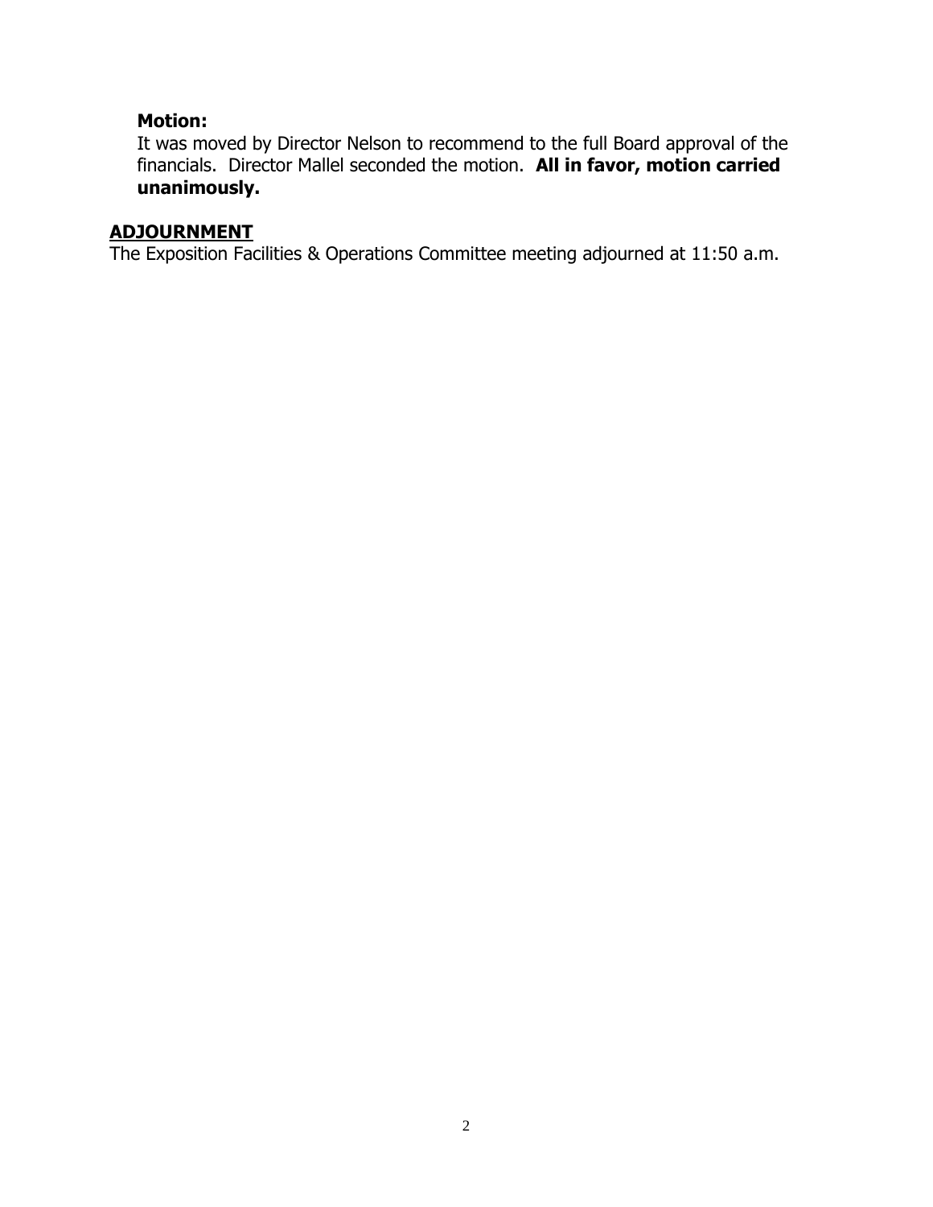**Motion:**

It was moved by Director Nelson to recommend to the full Board approval of the financials. Director Mallel seconded the motion. **All in favor, motion carried unanimously.**

## ADJOURNMENT

The Exposition Facilities & Operations Committee meeting adjourned at 11:50 a.m.